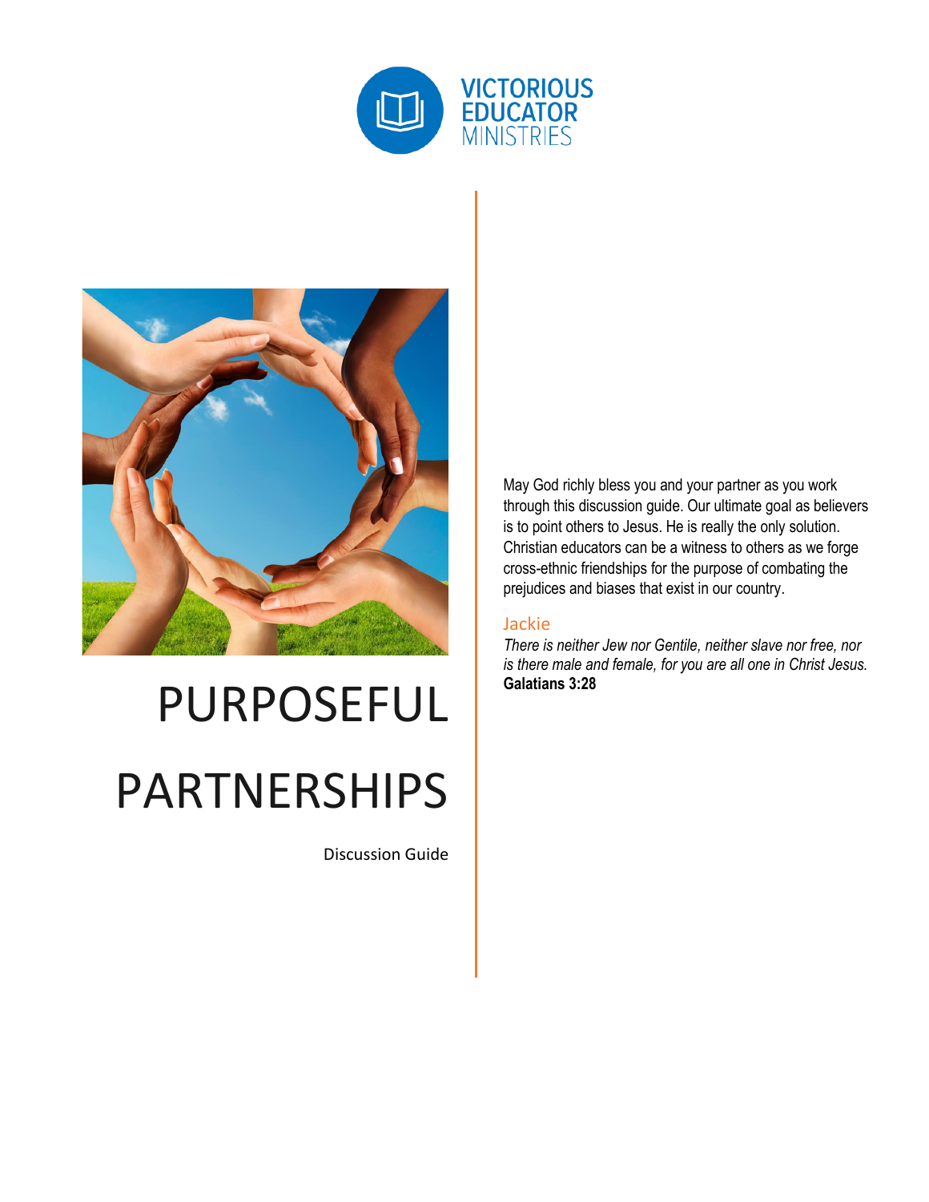VICTORIOUS EDUCATOR MINISTRIES

# PURPOSEFUL PARTNERSHIPS

Discussion Guide

May God richly bless you and your partner as you work through this discussion guide. Our ultimate goal as believers is to point others to Jesus. He is really the only solution. Christian educators can be a witness to others as we forge cross-ethnic friendships for the purpose of combating the prejudices and biases that exist in our country.

Jackie

*There is neither Jew nor Gentile, neither slave nor free, nor is there male and female, for you are all one in Christ Jesus.* **Galatians 3:28**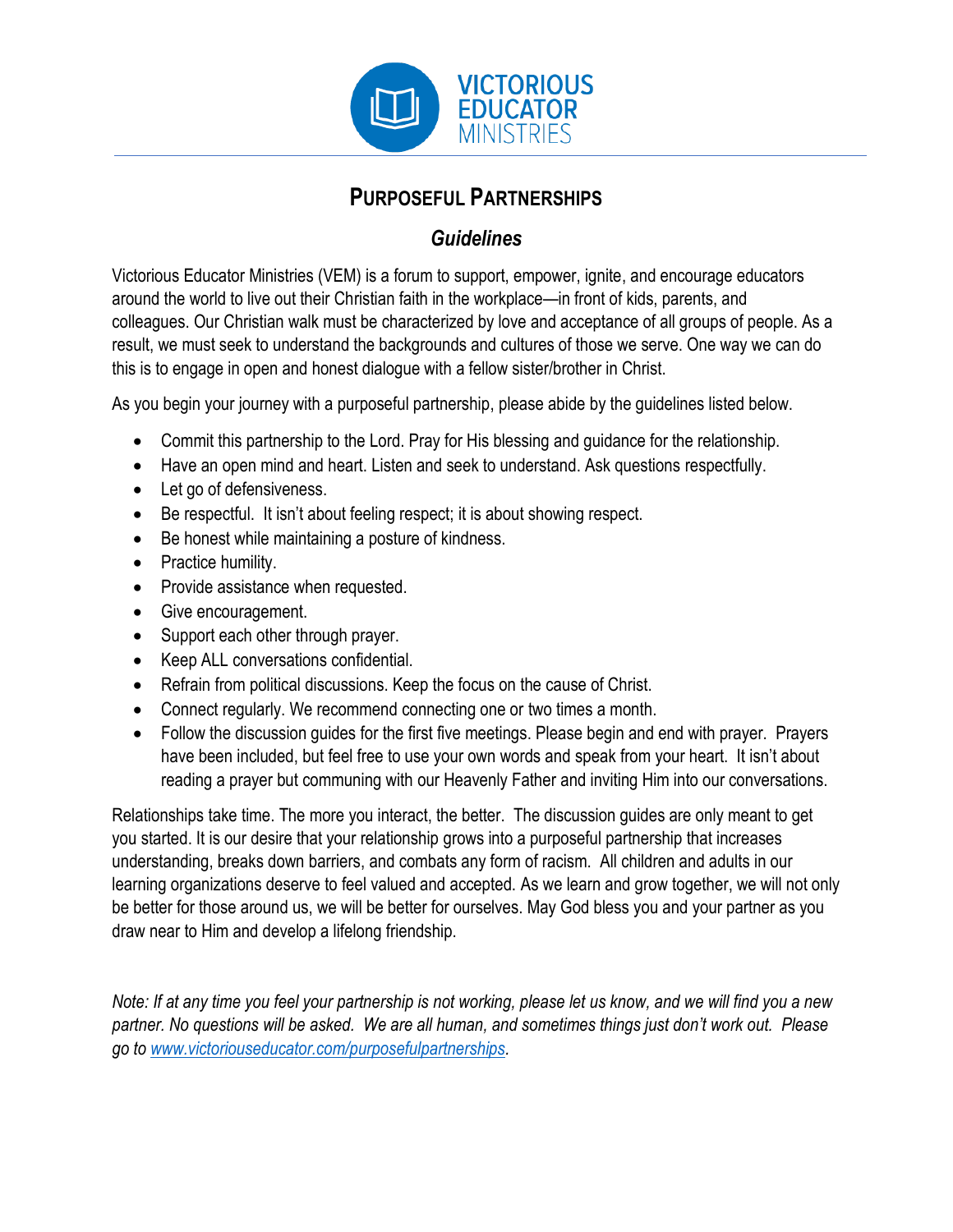# PURPOSEFUL PARTNERSHIPS

## *Guidelines*

Victorious Educator Ministries (VEM) is a forum to support, empower, ignite, and encourage educators around the world to live out their Christian faith in the workplace—in front of kids, parents, and colleagues. Our Christian walk must be characterized by love and acceptance of all groups of people. As a result, we must seek to understand the backgrounds and cultures of those we serve. One way we can do this is to engage in open and honest dialogue with a fellow sister/brother in Christ.

As you begin your journey with a purposeful partnership, please abide by the guidelines listed below.

- Commit this partnership to the Lord. Pray for His blessing and guidance for the relationship.
- Have an open mind and heart. Listen and seek to understand. Ask questions respectfully.
- Let go of defensiveness.
- Be respectful. It isn't about feeling respect; it is about showing respect.
- Be honest while maintaining a posture of kindness.
- Practice humility.
- Provide assistance when requested.
- Give encouragement.
- Support each other through prayer.
- Keep ALL conversations confidential.
- Refrain from political discussions. Keep the focus on the cause of Christ.
- Connect regularly. We recommend connecting one or two times a month.
- Follow the discussion guides for the first five meetings. Please begin and end with prayer. Prayers have been included, but feel free to use your own words and speak from your heart. It isn't about reading a prayer but communing with our Heavenly Father and inviting Him into our conversations.

Relationships take time. The more you interact, the better. The discussion guides are only meant to get you started. It is our desire that your relationship grows into a purposeful partnership that increases understanding, breaks down barriers, and combats any form of racism. All children and adults in our learning organizations deserve to feel valued and accepted. As we learn and grow together, we will not only be better for those around us, we will be better for ourselves. May God bless you and your partner as you draw near to Him and develop a lifelong friendship.

*Note: If at any time you feel your partnership is not working, please let us know, and we will find you a new partner. No questions will be asked. We are all human, and sometimes things just don't work out. Please go to [www.victoriouseducator.com/purposefulpartnerships](http://www.victoriouseducator.com/purposefulpartnerships).*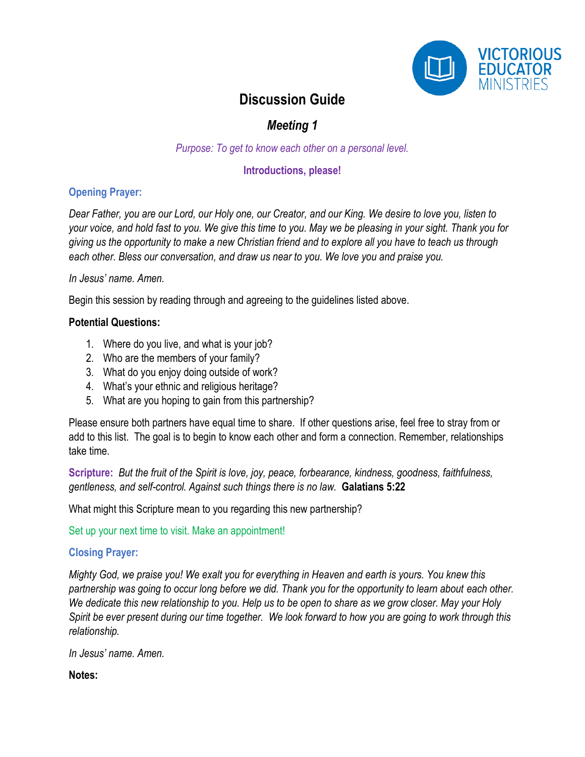VICTORIOUS EDUCATOR MINISTRIES

# Discussion Guide

## *Meeting 1*

*Purpose: To get to know each other on a personal level.*

**Introductions, please!**

**Opening Prayer:**

*Dear Father, you are our Lord, our Holy one, our Creator, and our King. We desire to love you, listen to your voice, and hold fast to you. We give this time to you. May we be pleasing in your sight. Thank you for giving us the opportunity to make a new Christian friend and to explore all you have to teach us through each other. Bless our conversation, and draw us near to you. We love you and praise you.*

*In Jesus' name. Amen.*

Begin this session by reading through and agreeing to the guidelines listed above.

**Potential Questions:**

1. Where do you live, and what is your job?
2. Who are the members of your family?
3. What do you enjoy doing outside of work?
4. What's your ethnic and religious heritage?
5. What are you hoping to gain from this partnership?

Please ensure both partners have equal time to share. If other questions arise, feel free to stray from or add to this list. The goal is to begin to know each other and form a connection. Remember, relationships take time.

**Scripture:** *But the fruit of the Spirit is love, joy, peace, forbearance, kindness, goodness, faithfulness, gentleness, and self-control. Against such things there is no law.* **Galatians 5:22**

What might this Scripture mean to you regarding this new partnership?

Set up your next time to visit. Make an appointment!

**Closing Prayer:**

*Mighty God, we praise you! We exalt you for everything in Heaven and earth is yours. You knew this partnership was going to occur long before we did. Thank you for the opportunity to learn about each other. We dedicate this new relationship to you. Help us to be open to share as we grow closer. May your Holy Spirit be ever present during our time together. We look forward to how you are going to work through this relationship.*

*In Jesus' name. Amen.*

**Notes:**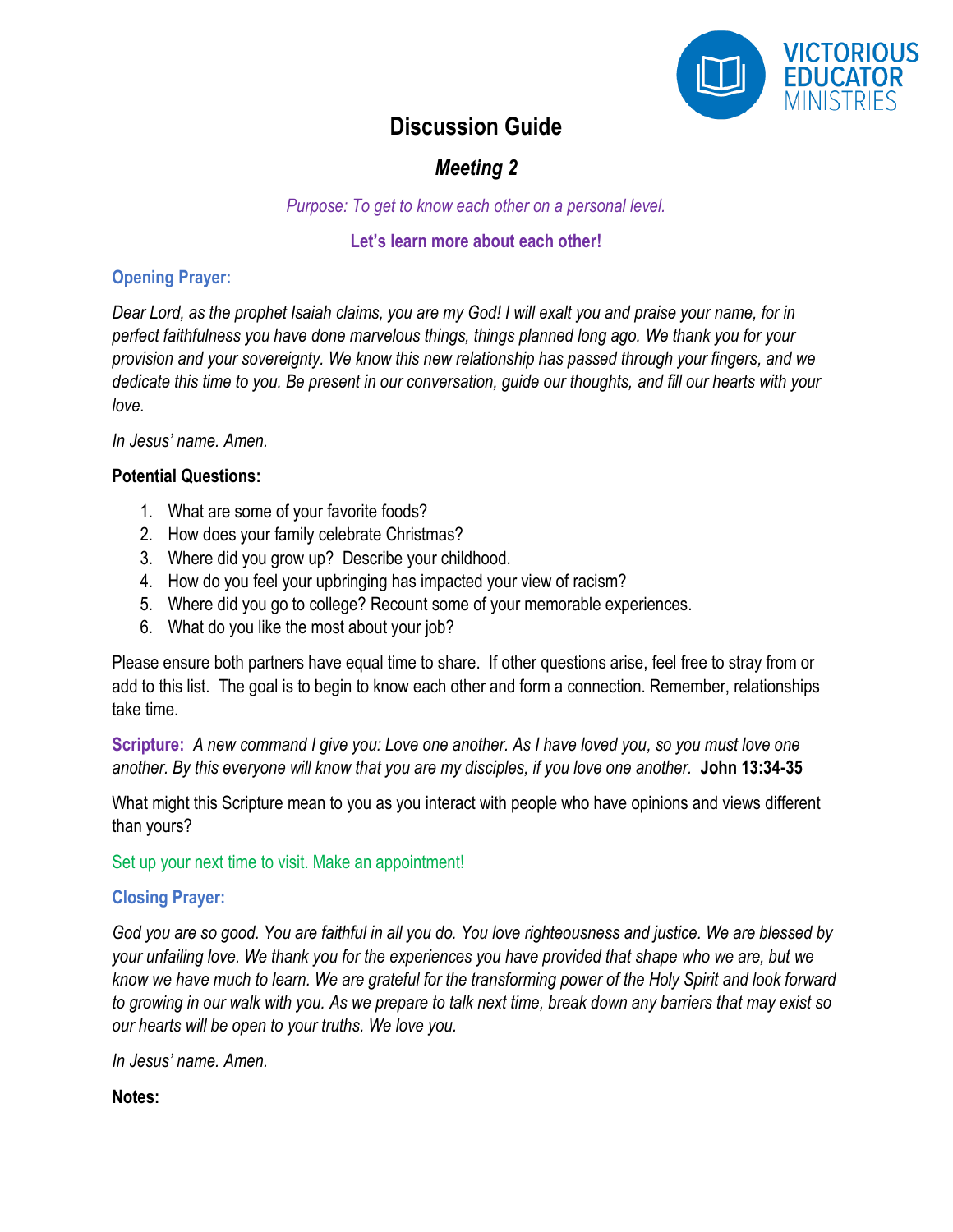VICTORIOUS EDUCATOR MINISTRIES

# Discussion Guide

## *Meeting 2*

*Purpose: To get to know each other on a personal level.*

**Let's learn more about each other!**

**Opening Prayer:**

*Dear Lord, as the prophet Isaiah claims, you are my God! I will exalt you and praise your name, for in perfect faithfulness you have done marvelous things, things planned long ago. We thank you for your provision and your sovereignty. We know this new relationship has passed through your fingers, and we dedicate this time to you. Be present in our conversation, guide our thoughts, and fill our hearts with your love.*

*In Jesus' name. Amen.*

**Potential Questions:**

1. What are some of your favorite foods?
2. How does your family celebrate Christmas?
3. Where did you grow up? Describe your childhood.
4. How do you feel your upbringing has impacted your view of racism?
5. Where did you go to college? Recount some of your memorable experiences.
6. What do you like the most about your job?

Please ensure both partners have equal time to share. If other questions arise, feel free to stray from or add to this list. The goal is to begin to know each other and form a connection. Remember, relationships take time.

**Scripture:** *A new command I give you: Love one another. As I have loved you, so you must love one another. By this everyone will know that you are my disciples, if you love one another.* **John 13:34-35**

What might this Scripture mean to you as you interact with people who have opinions and views different than yours?

Set up your next time to visit. Make an appointment!

**Closing Prayer:**

*God you are so good. You are faithful in all you do. You love righteousness and justice. We are blessed by your unfailing love. We thank you for the experiences you have provided that shape who we are, but we know we have much to learn. We are grateful for the transforming power of the Holy Spirit and look forward to growing in our walk with you. As we prepare to talk next time, break down any barriers that may exist so our hearts will be open to your truths. We love you.*

*In Jesus' name. Amen.*

**Notes:**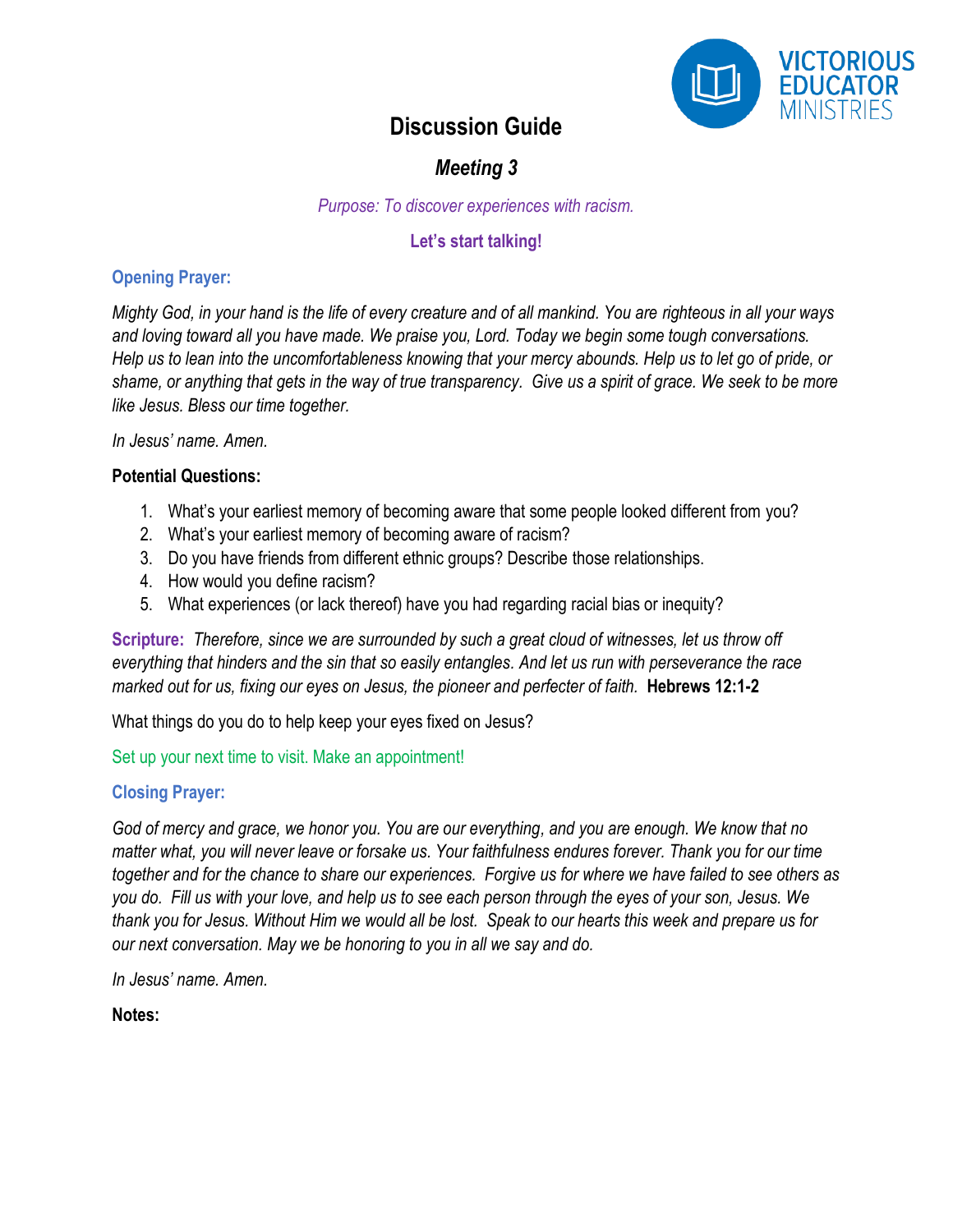# Discussion Guide

## *Meeting 3*

*Purpose: To discover experiences with racism.*

**Let's start talking!**

### Opening Prayer:

*Mighty God, in your hand is the life of every creature and of all mankind. You are righteous in all your ways and loving toward all you have made. We praise you, Lord. Today we begin some tough conversations. Help us to lean into the uncomfortableness knowing that your mercy abounds. Help us to let go of pride, or shame, or anything that gets in the way of true transparency. Give us a spirit of grace. We seek to be more like Jesus. Bless our time together.*

*In Jesus' name. Amen.*

**Potential Questions:**

1. What's your earliest memory of becoming aware that some people looked different from you?
2. What's your earliest memory of becoming aware of racism?
3. Do you have friends from different ethnic groups? Describe those relationships.
4. How would you define racism?
5. What experiences (or lack thereof) have you had regarding racial bias or inequity?

**Scripture:** *Therefore, since we are surrounded by such a great cloud of witnesses, let us throw off everything that hinders and the sin that so easily entangles. And let us run with perseverance the race marked out for us, fixing our eyes on Jesus, the pioneer and perfecter of faith.* **Hebrews 12:1-2**

What things do you do to help keep your eyes fixed on Jesus?

Set up your next time to visit. Make an appointment!

### Closing Prayer:

*God of mercy and grace, we honor you. You are our everything, and you are enough. We know that no matter what, you will never leave or forsake us. Your faithfulness endures forever. Thank you for our time together and for the chance to share our experiences. Forgive us for where we have failed to see others as you do. Fill us with your love, and help us to see each person through the eyes of your son, Jesus. We thank you for Jesus. Without Him we would all be lost. Speak to our hearts this week and prepare us for our next conversation. May we be honoring to you in all we say and do.*

*In Jesus' name. Amen.*

**Notes:**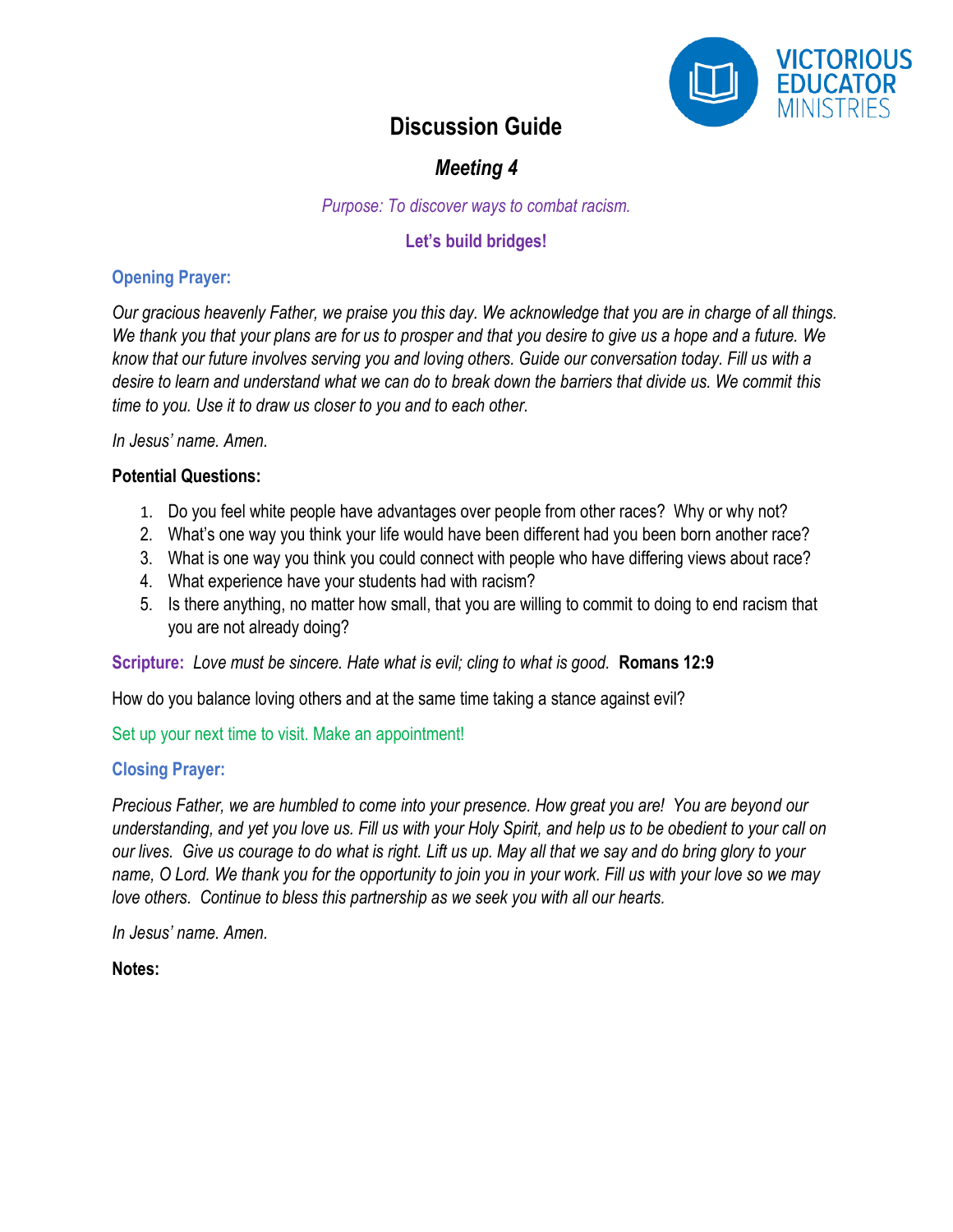VICTORIOUS EDUCATOR MINISTRIES

# Discussion Guide

## *Meeting 4*

*Purpose: To discover ways to combat racism.*

**Let's build bridges!**

### Opening Prayer:

*Our gracious heavenly Father, we praise you this day. We acknowledge that you are in charge of all things. We thank you that your plans are for us to prosper and that you desire to give us a hope and a future. We know that our future involves serving you and loving others. Guide our conversation today. Fill us with a desire to learn and understand what we can do to break down the barriers that divide us. We commit this time to you. Use it to draw us closer to you and to each other.*

*In Jesus' name. Amen.*

**Potential Questions:**

1. Do you feel white people have advantages over people from other races? Why or why not?
2. What's one way you think your life would have been different had you been born another race?
3. What is one way you think you could connect with people who have differing views about race?
4. What experience have your students had with racism?
5. Is there anything, no matter how small, that you are willing to commit to doing to end racism that you are not already doing?

**Scripture:** *Love must be sincere. Hate what is evil; cling to what is good.* **Romans 12:9**

How do you balance loving others and at the same time taking a stance against evil?

Set up your next time to visit. Make an appointment!

### Closing Prayer:

*Precious Father, we are humbled to come into your presence. How great you are! You are beyond our understanding, and yet you love us. Fill us with your Holy Spirit, and help us to be obedient to your call on our lives. Give us courage to do what is right. Lift us up. May all that we say and do bring glory to your name, O Lord. We thank you for the opportunity to join you in your work. Fill us with your love so we may love others. Continue to bless this partnership as we seek you with all our hearts.*

*In Jesus' name. Amen.*

**Notes:**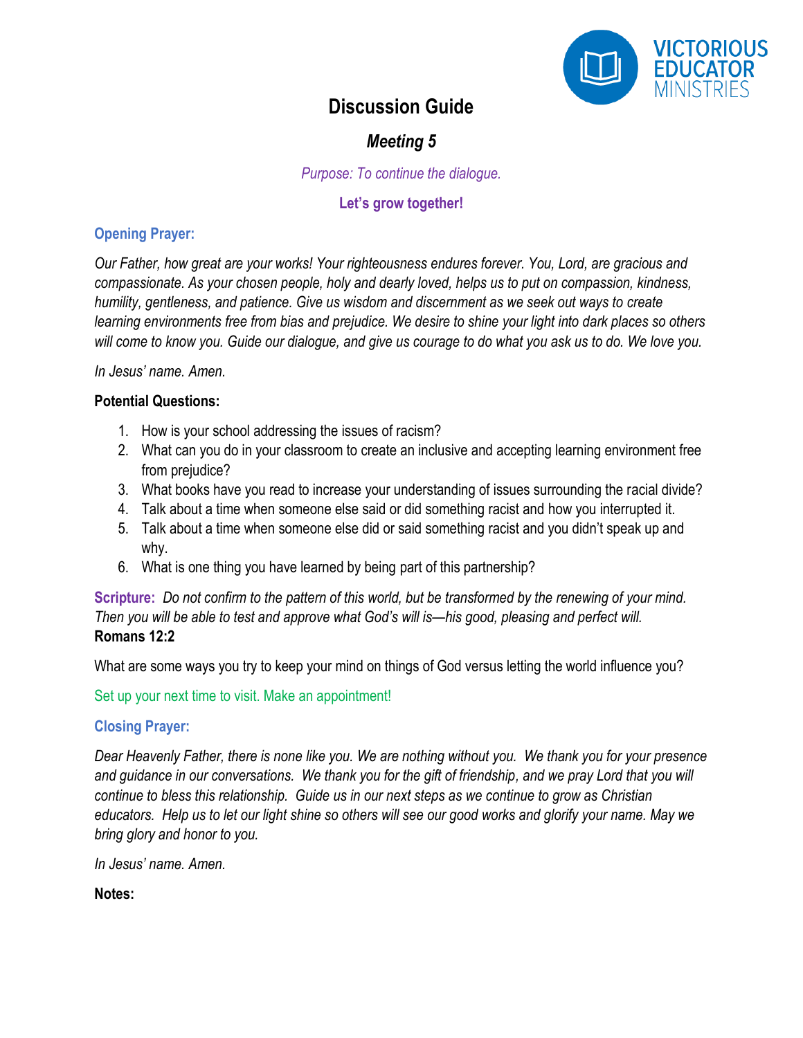VICTORIOUS EDUCATOR MINISTRIES

# Discussion Guide

## *Meeting 5*

*Purpose: To continue the dialogue.*

**Let's grow together!**

### Opening Prayer:

*Our Father, how great are your works! Your righteousness endures forever. You, Lord, are gracious and compassionate. As your chosen people, holy and dearly loved, helps us to put on compassion, kindness, humility, gentleness, and patience. Give us wisdom and discernment as we seek out ways to create learning environments free from bias and prejudice. We desire to shine your light into dark places so others will come to know you. Guide our dialogue, and give us courage to do what you ask us to do. We love you.*

*In Jesus' name. Amen.*

**Potential Questions:**

1. How is your school addressing the issues of racism?
2. What can you do in your classroom to create an inclusive and accepting learning environment free from prejudice?
3. What books have you read to increase your understanding of issues surrounding the racial divide?
4. Talk about a time when someone else said or did something racist and how you interrupted it.
5. Talk about a time when someone else did or said something racist and you didn't speak up and why.
6. What is one thing you have learned by being part of this partnership?

**Scripture:** *Do not confirm to the pattern of this world, but be transformed by the renewing of your mind. Then you will be able to test and approve what God's will is—his good, pleasing and perfect will.*
**Romans 12:2**

What are some ways you try to keep your mind on things of God versus letting the world influence you?

Set up your next time to visit. Make an appointment!

### Closing Prayer:

*Dear Heavenly Father, there is none like you. We are nothing without you. We thank you for your presence and guidance in our conversations. We thank you for the gift of friendship, and we pray Lord that you will continue to bless this relationship. Guide us in our next steps as we continue to grow as Christian educators. Help us to let our light shine so others will see our good works and glorify your name. May we bring glory and honor to you.*

*In Jesus' name. Amen.*

**Notes:**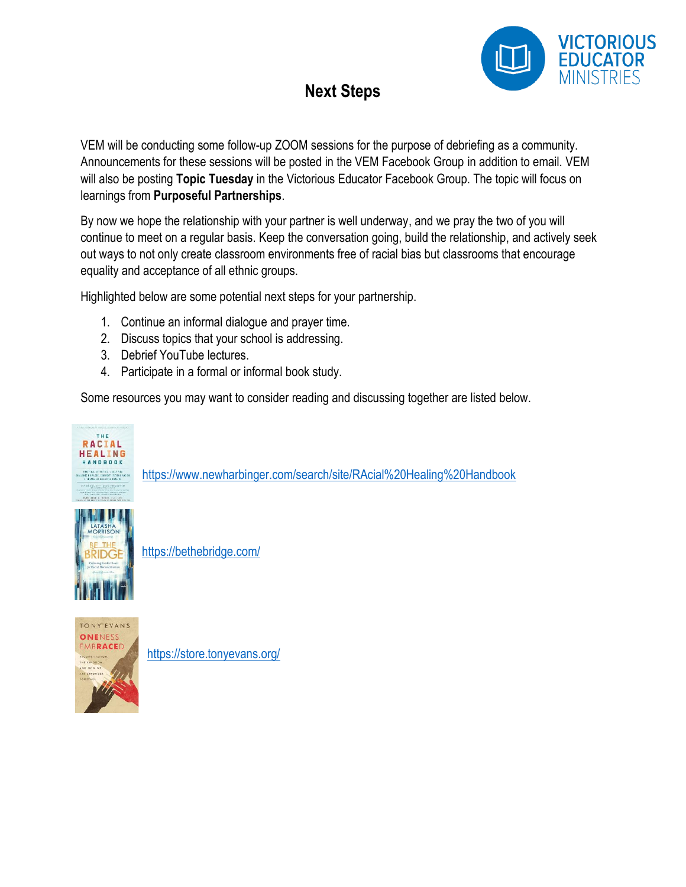# Next Steps

VEM will be conducting some follow-up ZOOM sessions for the purpose of debriefing as a community. Announcements for these sessions will be posted in the VEM Facebook Group in addition to email. VEM will also be posting **Topic Tuesday** in the Victorious Educator Facebook Group. The topic will focus on learnings from **Purposeful Partnerships**.

By now we hope the relationship with your partner is well underway, and we pray the two of you will continue to meet on a regular basis. Keep the conversation going, build the relationship, and actively seek out ways to not only create classroom environments free of racial bias but classrooms that encourage equality and acceptance of all ethnic groups.

Highlighted below are some potential next steps for your partnership.

1. Continue an informal dialogue and prayer time.
2. Discuss topics that your school is addressing.
3. Debrief YouTube lectures.
4. Participate in a formal or informal book study.

Some resources you may want to consider reading and discussing together are listed below.

https://www.newharbinger.com/search/site/RAcial%20Healing%20Handbook

https://bethebridge.com/

https://store.tonyevans.org/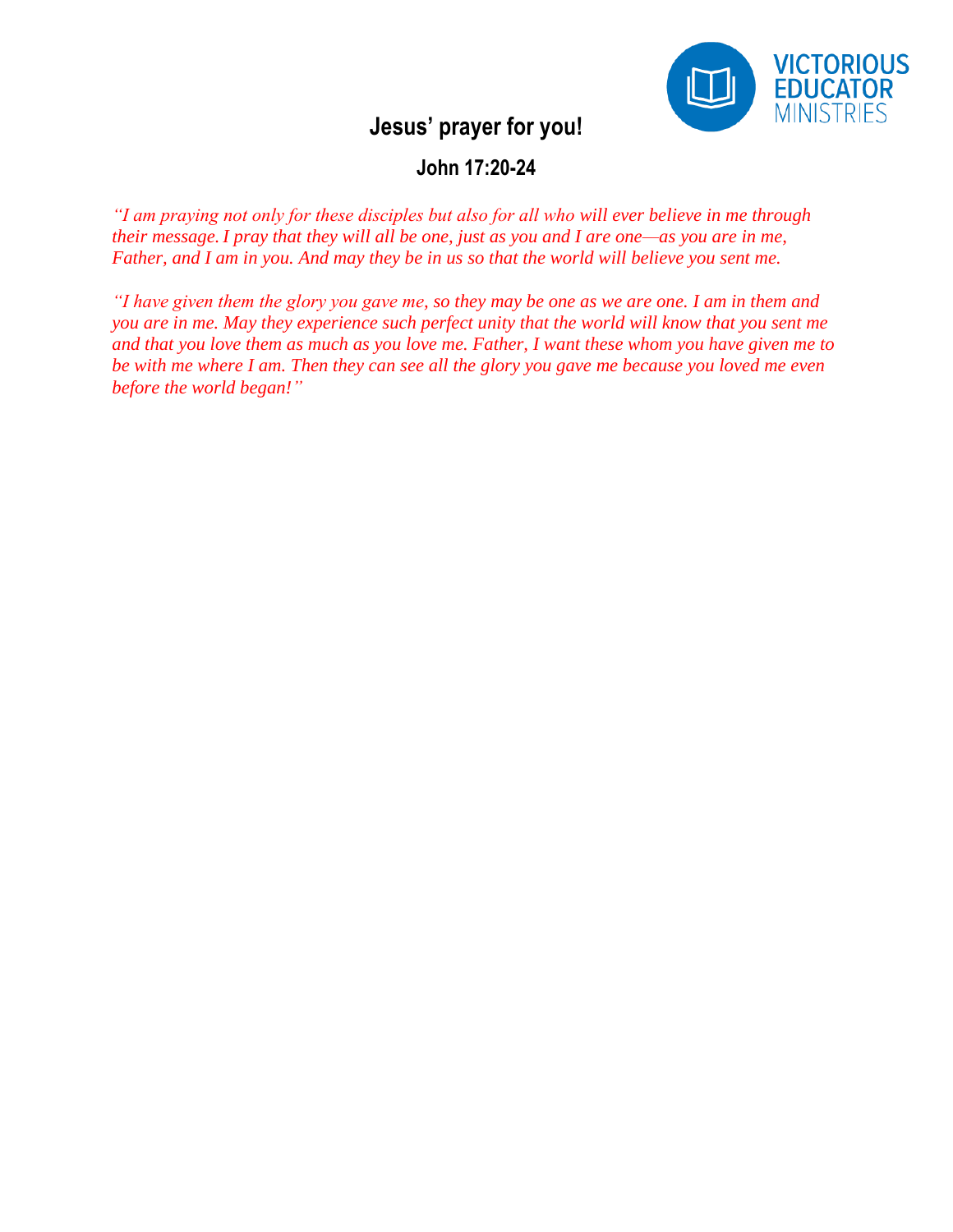VICTORIOUS EDUCATOR MINISTRIES

## Jesus' prayer for you!

### John 17:20-24

*"I am praying not only for these disciples but also for all who will ever believe in me through their message. I pray that they will all be one, just as you and I are one—as you are in me, Father, and I am in you. And may they be in us so that the world will believe you sent me.*

*"I have given them the glory you gave me, so they may be one as we are one. I am in them and you are in me. May they experience such perfect unity that the world will know that you sent me and that you love them as much as you love me. Father, I want these whom you have given me to be with me where I am. Then they can see all the glory you gave me because you loved me even before the world began!"*